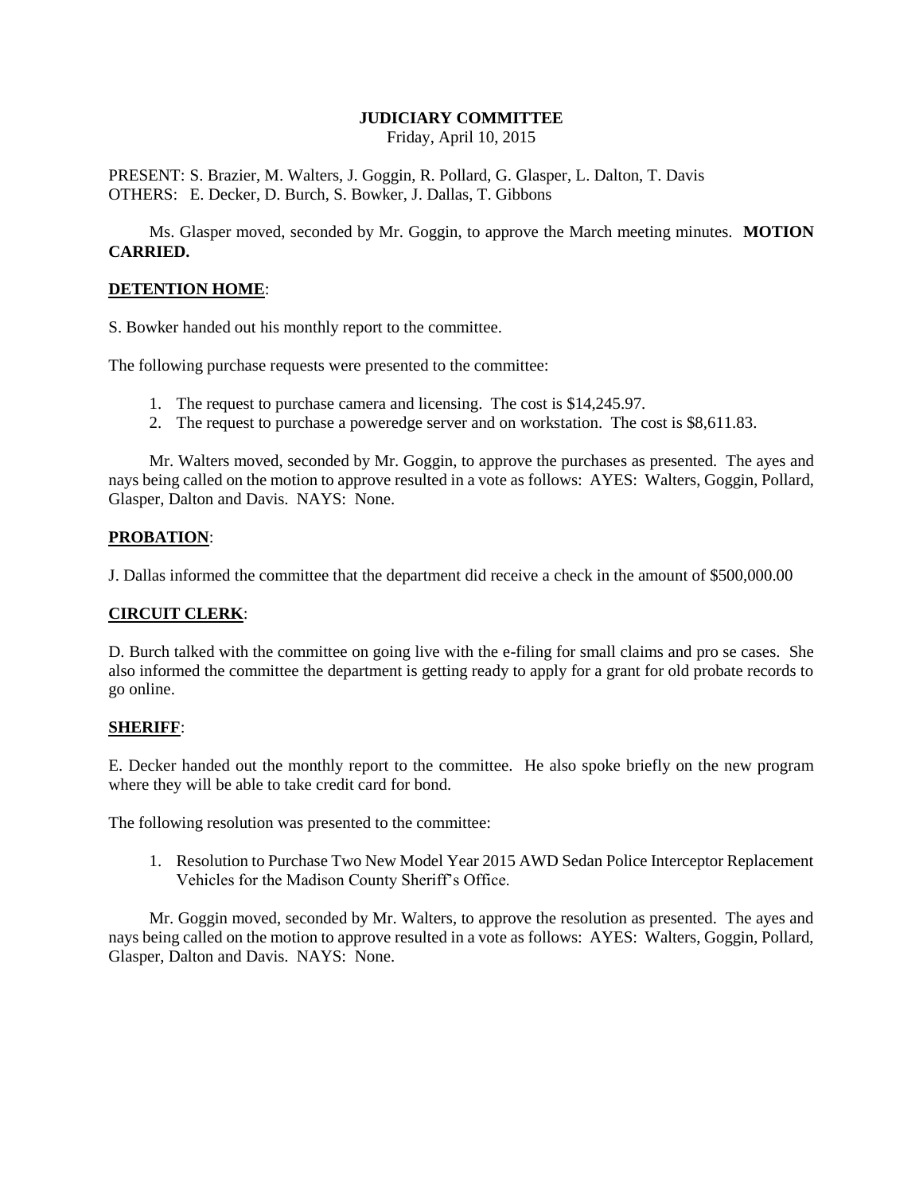# JUDICIARY COMMITTEE

Friday, April 10, 2015

PRESENT: S. Brazier, M. Walters, J. Goggin, R. Pollard, G. Glasper, L. Dalton, T. Davis
OTHERS: E. Decker, D. Burch, S. Bowker, J. Dallas, T. Gibbons

Ms. Glasper moved, seconded by Mr. Goggin, to approve the March meeting minutes. **MOTION CARRIED.**

## DETENTION HOME:

S. Bowker handed out his monthly report to the committee.

The following purchase requests were presented to the committee:

1. The request to purchase camera and licensing. The cost is $14,245.97.
2. The request to purchase a poweredge server and on workstation. The cost is $8,611.83.

Mr. Walters moved, seconded by Mr. Goggin, to approve the purchases as presented. The ayes and nays being called on the motion to approve resulted in a vote as follows: AYES: Walters, Goggin, Pollard, Glasper, Dalton and Davis. NAYS: None.

## PROBATION:

J. Dallas informed the committee that the department did receive a check in the amount of $500,000.00

## CIRCUIT CLERK:

D. Burch talked with the committee on going live with the e-filing for small claims and pro se cases. She also informed the committee the department is getting ready to apply for a grant for old probate records to go online.

## SHERIFF:

E. Decker handed out the monthly report to the committee. He also spoke briefly on the new program where they will be able to take credit card for bond.

The following resolution was presented to the committee:

1. Resolution to Purchase Two New Model Year 2015 AWD Sedan Police Interceptor Replacement Vehicles for the Madison County Sheriff's Office.

Mr. Goggin moved, seconded by Mr. Walters, to approve the resolution as presented. The ayes and nays being called on the motion to approve resulted in a vote as follows: AYES: Walters, Goggin, Pollard, Glasper, Dalton and Davis. NAYS: None.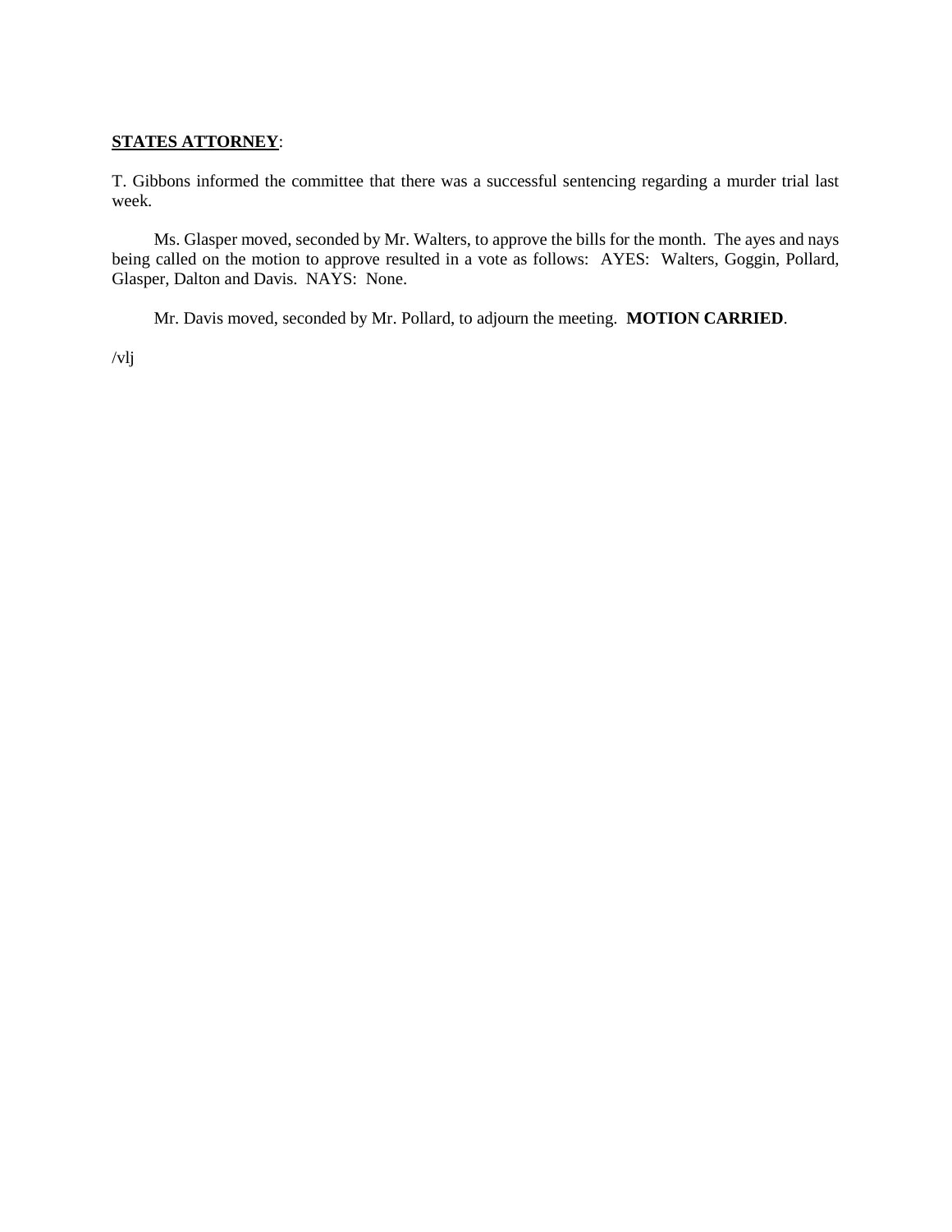**<u>STATES ATTORNEY</u>**:

T. Gibbons informed the committee that there was a successful sentencing regarding a murder trial last week.

Ms. Glasper moved, seconded by Mr. Walters, to approve the bills for the month. The ayes and nays being called on the motion to approve resulted in a vote as follows: AYES: Walters, Goggin, Pollard, Glasper, Dalton and Davis. NAYS: None.

Mr. Davis moved, seconded by Mr. Pollard, to adjourn the meeting. **MOTION CARRIED**.

/vlj